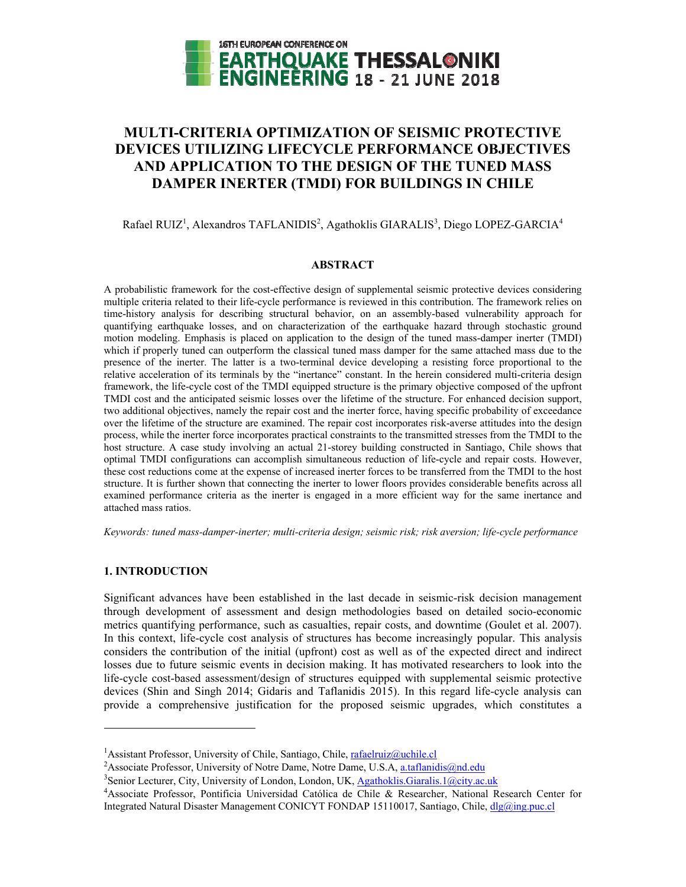# MULTI-CRITERIA OPTIMIZATION OF SEISMIC PROTECTIVE DEVICES UTILIZING LIFECYCLE PERFORMANCE OBJECTIVES AND APPLICATION TO THE DESIGN OF THE TUNED MASS DAMPER INERTER (TMDI) FOR BUILDINGS IN CHILE

Rafael RUIZ[1], Alexandros TAFLANIDIS[2], Agathoklis GIARALIS[3], Diego LOPEZ-GARCIA[4]

## ABSTRACT

A probabilistic framework for the cost-effective design of supplemental seismic protective devices considering multiple criteria related to their life-cycle performance is reviewed in this contribution. The framework relies on time-history analysis for describing structural behavior, on an assembly-based vulnerability approach for quantifying earthquake losses, and on characterization of the earthquake hazard through stochastic ground motion modeling. Emphasis is placed on application to the design of the tuned mass-damper inerter (TMDI) which if properly tuned can outperform the classical tuned mass damper for the same attached mass due to the presence of the inerter. The latter is a two-terminal device developing a resisting force proportional to the relative acceleration of its terminals by the "inertance" constant. In the herein considered multi-criteria design framework, the life-cycle cost of the TMDI equipped structure is the primary objective composed of the upfront TMDI cost and the anticipated seismic losses over the lifetime of the structure. For enhanced decision support, two additional objectives, namely the repair cost and the inerter force, having specific probability of exceedance over the lifetime of the structure are examined. The repair cost incorporates risk-averse attitudes into the design process, while the inerter force incorporates practical constraints to the transmitted stresses from the TMDI to the host structure. A case study involving an actual 21-storey building constructed in Santiago, Chile shows that optimal TMDI configurations can accomplish simultaneous reduction of life-cycle and repair costs. However, these cost reductions come at the expense of increased inerter forces to be transferred from the TMDI to the host structure. It is further shown that connecting the inerter to lower floors provides considerable benefits across all examined performance criteria as the inerter is engaged in a more efficient way for the same inertance and attached mass ratios.

*Keywords: tuned mass-damper-inerter; multi-criteria design; seismic risk; risk aversion; life-cycle performance*

## 1. INTRODUCTION

Significant advances have been established in the last decade in seismic-risk decision management through development of assessment and design methodologies based on detailed socio-economic metrics quantifying performance, such as casualties, repair costs, and downtime (Goulet et al. 2007). In this context, life-cycle cost analysis of structures has become increasingly popular. This analysis considers the contribution of the initial (upfront) cost as well as of the expected direct and indirect losses due to future seismic events in decision making. It has motivated researchers to look into the life-cycle cost-based assessment/design of structures equipped with supplemental seismic protective devices (Shin and Singh 2014; Gidaris and Taflanidis 2015). In this regard life-cycle analysis can provide a comprehensive justification for the proposed seismic upgrades, which constitutes a

---

[1]Assistant Professor, University of Chile, Santiago, Chile, rafaelruiz@uchile.cl

[2]Associate Professor, University of Notre Dame, Notre Dame, U.S.A, a.taflanidis@nd.edu

[3]Senior Lecturer, City, University of London, London, UK, Agathoklis.Giaralis.1@city.ac.uk

[4]Associate Professor, Pontificia Universidad Católica de Chile & Researcher, National Research Center for Integrated Natural Disaster Management CONICYT FONDAP 15110017, Santiago, Chile, dlg@ing.puc.cl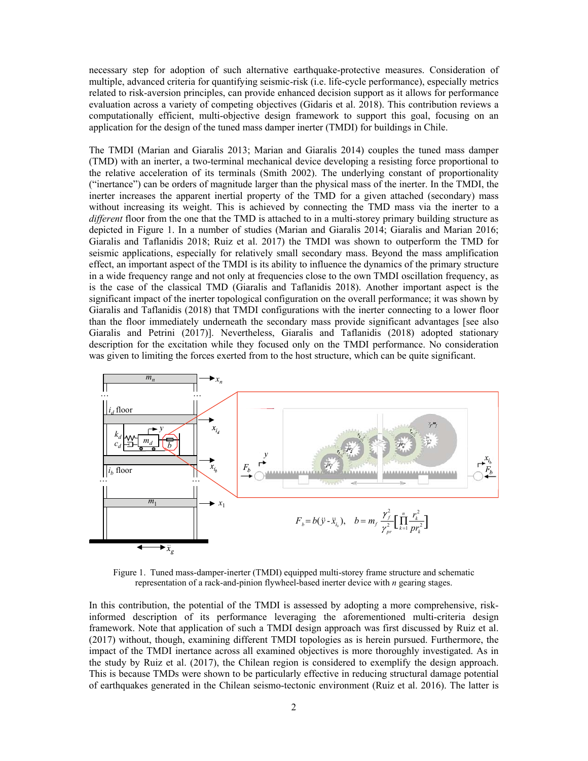necessary step for adoption of such alternative earthquake-protective measures. Consideration of multiple, advanced criteria for quantifying seismic-risk (i.e. life-cycle performance), especially metrics related to risk-aversion principles, can provide enhanced decision support as it allows for performance evaluation across a variety of competing objectives (Gidaris et al. 2018). This contribution reviews a computationally efficient, multi-objective design framework to support this goal, focusing on an application for the design of the tuned mass damper inerter (TMDI) for buildings in Chile.

The TMDI (Marian and Giaralis 2013; Marian and Giaralis 2014) couples the tuned mass damper (TMD) with an inerter, a two-terminal mechanical device developing a resisting force proportional to the relative acceleration of its terminals (Smith 2002). The underlying constant of proportionality ("inertance") can be orders of magnitude larger than the physical mass of the inerter. In the TMDI, the inerter increases the apparent inertial property of the TMD for a given attached (secondary) mass without increasing its weight. This is achieved by connecting the TMD mass via the inerter to a *different* floor from the one that the TMD is attached to in a multi-storey primary building structure as depicted in Figure 1. In a number of studies (Marian and Giaralis 2014; Giaralis and Marian 2016; Giaralis and Taflanidis 2018; Ruiz et al. 2017) the TMDI was shown to outperform the TMD for seismic applications, especially for relatively small secondary mass. Beyond the mass amplification effect, an important aspect of the TMDI is its ability to influence the dynamics of the primary structure in a wide frequency range and not only at frequencies close to the own TMDI oscillation frequency, as is the case of the classical TMD (Giaralis and Taflanidis 2018). Another important aspect is the significant impact of the inerter topological configuration on the overall performance; it was shown by Giaralis and Taflanidis (2018) that TMDI configurations with the inerter connecting to a lower floor than the floor immediately underneath the secondary mass provide significant advantages [see also Giaralis and Petrini (2017)]. Nevertheless, Giaralis and Taflanidis (2018) adopted stationary description for the excitation while they focused only on the TMDI performance. No consideration was given to limiting the forces exerted from to the host structure, which can be quite significant.

$$F_b = b(\ddot{y} - \ddot{x}_{i_b}), \quad b = m_f \frac{\gamma_f^2}{\gamma_{pr}^2}\left[\prod_{k=1}^{n} \frac{r_k^2}{pr_k^2}\right]$$

Figure 1. Tuned mass-damper-inerter (TMDI) equipped multi-storey frame structure and schematic representation of a rack-and-pinion flywheel-based inerter device with $n$ gearing stages.

In this contribution, the potential of the TMDI is assessed by adopting a more comprehensive, risk-informed description of its performance leveraging the aforementioned multi-criteria design framework. Note that application of such a TMDI design approach was first discussed by Ruiz et al. (2017) without, though, examining different TMDI topologies as is herein pursued. Furthermore, the impact of the TMDI inertance across all examined objectives is more thoroughly investigated. As in the study by Ruiz et al. (2017), the Chilean region is considered to exemplify the design approach. This is because TMDs were shown to be particularly effective in reducing structural damage potential of earthquakes generated in the Chilean seismo-tectonic environment (Ruiz et al. 2016). The latter is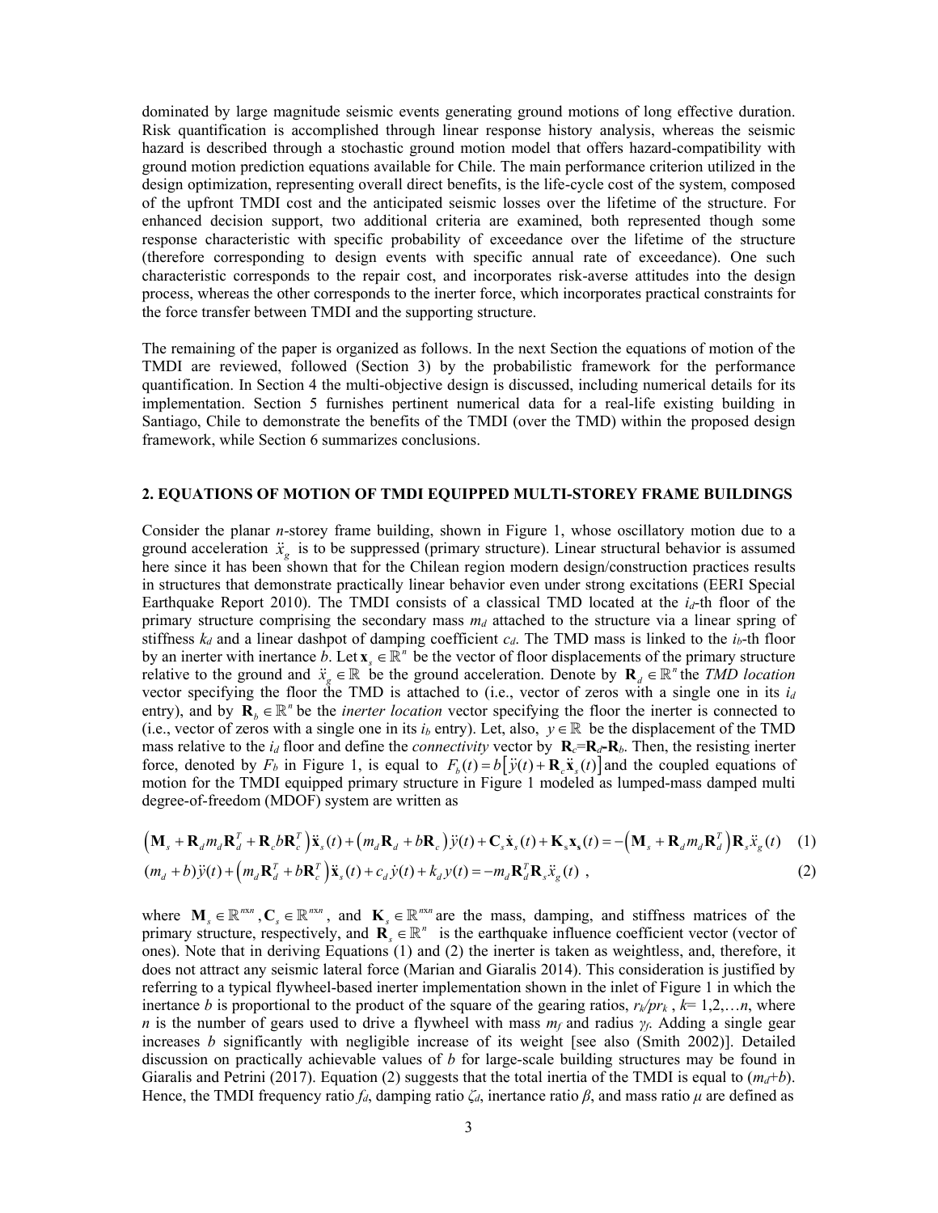dominated by large magnitude seismic events generating ground motions of long effective duration. Risk quantification is accomplished through linear response history analysis, whereas the seismic hazard is described through a stochastic ground motion model that offers hazard-compatibility with ground motion prediction equations available for Chile. The main performance criterion utilized in the design optimization, representing overall direct benefits, is the life-cycle cost of the system, composed of the upfront TMDI cost and the anticipated seismic losses over the lifetime of the structure. For enhanced decision support, two additional criteria are examined, both represented though some response characteristic with specific probability of exceedance over the lifetime of the structure (therefore corresponding to design events with specific annual rate of exceedance). One such characteristic corresponds to the repair cost, and incorporates risk-averse attitudes into the design process, whereas the other corresponds to the inerter force, which incorporates practical constraints for the force transfer between TMDI and the supporting structure.

The remaining of the paper is organized as follows. In the next Section the equations of motion of the TMDI are reviewed, followed (Section 3) by the probabilistic framework for the performance quantification. In Section 4 the multi-objective design is discussed, including numerical details for its implementation. Section 5 furnishes pertinent numerical data for a real-life existing building in Santiago, Chile to demonstrate the benefits of the TMDI (over the TMD) within the proposed design framework, while Section 6 summarizes conclusions.

## 2. EQUATIONS OF MOTION OF TMDI EQUIPPED MULTI-STOREY FRAME BUILDINGS

Consider the planar $n$-storey frame building, shown in Figure 1, whose oscillatory motion due to a ground acceleration $\ddot{x}_g$ is to be suppressed (primary structure). Linear structural behavior is assumed here since it has been shown that for the Chilean region modern design/construction practices results in structures that demonstrate practically linear behavior even under strong excitations (EERI Special Earthquake Report 2010). The TMDI consists of a classical TMD located at the $i_d$-th floor of the primary structure comprising the secondary mass $m_d$ attached to the structure via a linear spring of stiffness $k_d$ and a linear dashpot of damping coefficient $c_d$. The TMD mass is linked to the $i_b$-th floor by an inerter with inertance $b$. Let $\mathbf{x}_s \in \mathbb{R}^n$ be the vector of floor displacements of the primary structure relative to the ground and $\ddot{x}_g \in \mathbb{R}$ be the ground acceleration. Denote by $\mathbf{R}_d \in \mathbb{R}^n$ the *TMD location* vector specifying the floor the TMD is attached to (i.e., vector of zeros with a single one in its $i_d$ entry), and by $\mathbf{R}_b \in \mathbb{R}^n$ be the *inerter location* vector specifying the floor the inerter is connected to (i.e., vector of zeros with a single one in its $i_b$ entry). Let, also, $y \in \mathbb{R}$ be the displacement of the TMD mass relative to the $i_d$ floor and define the *connectivity* vector by $\mathbf{R}_c$=$\mathbf{R}_d$-$\mathbf{R}_b$. Then, the resisting inerter force, denoted by $F_b$ in Figure 1, is equal to $F_b(t) = b\left[\ddot{y}(t) + \mathbf{R}_c \ddot{\mathbf{x}}_s(t)\right]$ and the coupled equations of motion for the TMDI equipped primary structure in Figure 1 modeled as lumped-mass damped multi degree-of-freedom (MDOF) system are written as

$$\left(\mathbf{M}_s + \mathbf{R}_d m_d \mathbf{R}_d^T + \mathbf{R}_c b \mathbf{R}_c^T\right)\ddot{\mathbf{x}}_s(t) + \left(m_d \mathbf{R}_d + b\mathbf{R}_c\right)\ddot{y}(t) + \mathbf{C}_s \dot{\mathbf{x}}_s(t) + \mathbf{K}_s \mathbf{x}_s(t) = -\left(\mathbf{M}_s + \mathbf{R}_d m_d \mathbf{R}_d^T\right)\mathbf{R}_s \ddot{x}_g(t) \quad (1)$$

$$(m_d + b)\ddot{y}(t) + \left(m_d \mathbf{R}_d^T + b\mathbf{R}_c^T\right)\ddot{\mathbf{x}}_s(t) + c_d \dot{y}(t) + k_d y(t) = -m_d \mathbf{R}_d^T \mathbf{R}_s \ddot{x}_g(t) \; , \quad (2)$$

where $\mathbf{M}_s \in \mathbb{R}^{nxn}, \mathbf{C}_s \in \mathbb{R}^{nxn}$, and $\mathbf{K}_s \in \mathbb{R}^{nxn}$ are the mass, damping, and stiffness matrices of the primary structure, respectively, and $\mathbf{R}_s \in \mathbb{R}^n$ is the earthquake influence coefficient vector (vector of ones). Note that in deriving Equations (1) and (2) the inerter is taken as weightless, and, therefore, it does not attract any seismic lateral force (Marian and Giaralis 2014). This consideration is justified by referring to a typical flywheel-based inerter implementation shown in the inlet of Figure 1 in which the inertance $b$ is proportional to the product of the square of the gearing ratios, $r_k/pr_k$ , $k$= 1,2,…$n$, where $n$ is the number of gears used to drive a flywheel with mass $m_f$ and radius $\gamma_f$. Adding a single gear increases $b$ significantly with negligible increase of its weight [see also (Smith 2002)]. Detailed discussion on practically achievable values of $b$ for large-scale building structures may be found in Giaralis and Petrini (2017). Equation (2) suggests that the total inertia of the TMDI is equal to ($m_d$+$b$). Hence, the TMDI frequency ratio $f_d$, damping ratio $\zeta_d$, inertance ratio $\beta$, and mass ratio $\mu$ are defined as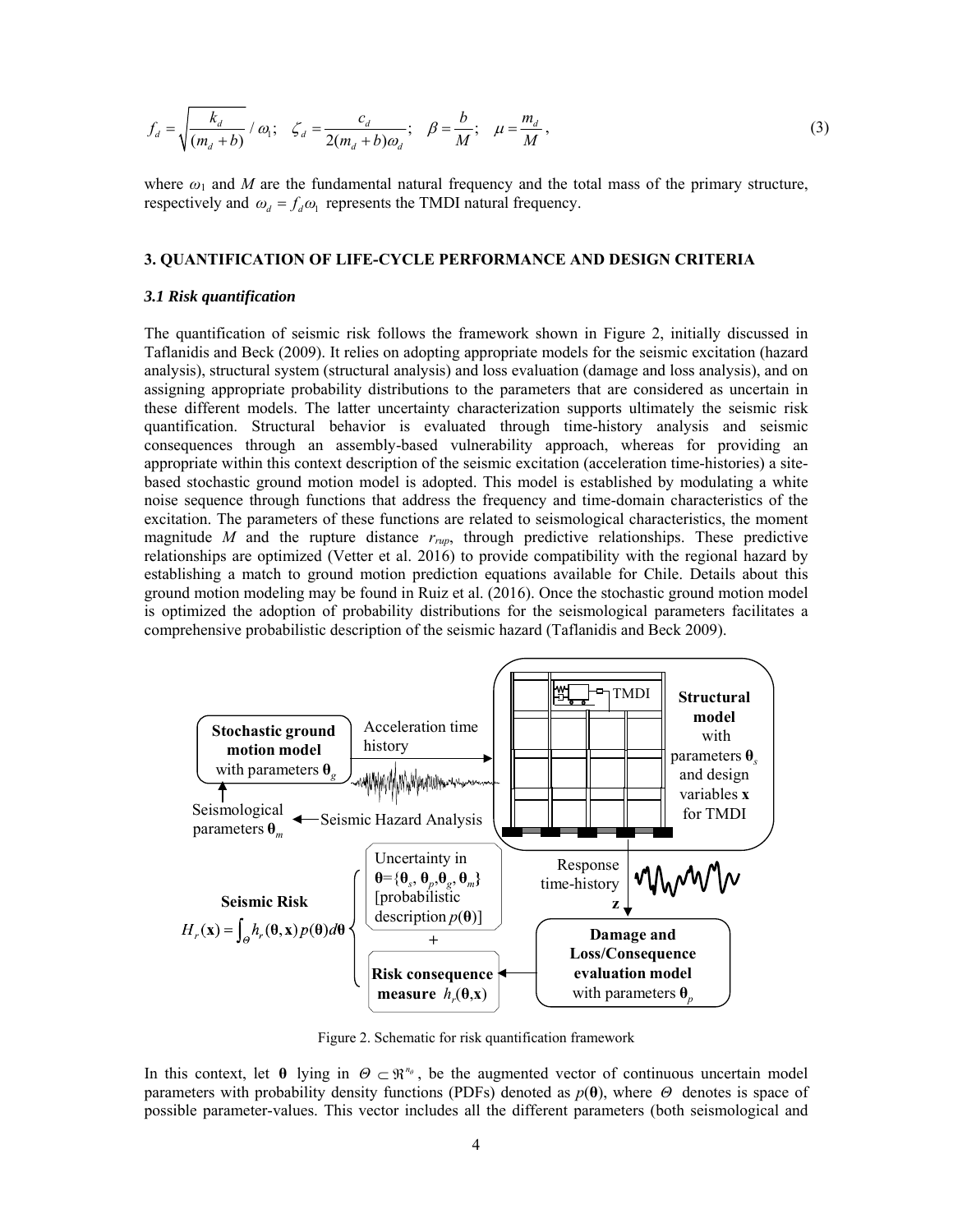$$f_d = \sqrt{\frac{k_d}{(m_d + b)}} / \omega_1; \quad \zeta_d = \frac{c_d}{2(m_d + b)\omega_d}; \quad \beta = \frac{b}{M}; \quad \mu = \frac{m_d}{M}, \tag{3}$$

where $\omega_1$ and $M$ are the fundamental natural frequency and the total mass of the primary structure, respectively and $\omega_d = f_d \omega_1$ represents the TMDI natural frequency.

## 3. QUANTIFICATION OF LIFE-CYCLE PERFORMANCE AND DESIGN CRITERIA

### *3.1 Risk quantification*

The quantification of seismic risk follows the framework shown in Figure 2, initially discussed in Taflanidis and Beck (2009). It relies on adopting appropriate models for the seismic excitation (hazard analysis), structural system (structural analysis) and loss evaluation (damage and loss analysis), and on assigning appropriate probability distributions to the parameters that are considered as uncertain in these different models. The latter uncertainty characterization supports ultimately the seismic risk quantification. Structural behavior is evaluated through time-history analysis and seismic consequences through an assembly-based vulnerability approach, whereas for providing an appropriate within this context description of the seismic excitation (acceleration time-histories) a site-based stochastic ground motion model is adopted. This model is established by modulating a white noise sequence through functions that address the frequency and time-domain characteristics of the excitation. The parameters of these functions are related to seismological characteristics, the moment magnitude $M$ and the rupture distance $r_{rup}$, through predictive relationships. These predictive relationships are optimized (Vetter et al. 2016) to provide compatibility with the regional hazard by establishing a match to ground motion prediction equations available for Chile. Details about this ground motion modeling may be found in Ruiz et al. (2016). Once the stochastic ground motion model is optimized the adoption of probability distributions for the seismological parameters facilitates a comprehensive probabilistic description of the seismic hazard (Taflanidis and Beck 2009).

Stochastic ground motion model with parameters $\boldsymbol{\theta}_g$ — Acceleration time history → Structural model with parameters $\boldsymbol{\theta}_s$ and design variables $\mathbf{x}$ for TMDI (TMDI)

Seismological parameters $\boldsymbol{\theta}_m$ ← Seismic Hazard Analysis

Response time-history $\mathbf{z}$ → Damage and Loss/Consequence evaluation model with parameters $\boldsymbol{\theta}_p$ → Risk consequence measure $h_r(\boldsymbol{\theta},\mathbf{x})$

Seismic Risk $H_r(\mathbf{x}) = \int_{\Theta} h_r(\boldsymbol{\theta},\mathbf{x}) p(\boldsymbol{\theta}) d\boldsymbol{\theta}$ — Uncertainty in $\boldsymbol{\theta}=\{\boldsymbol{\theta}_s, \boldsymbol{\theta}_p, \boldsymbol{\theta}_g, \boldsymbol{\theta}_m\}$ [probabilistic description $p(\boldsymbol{\theta})$] + Risk consequence measure $h_r(\boldsymbol{\theta},\mathbf{x})$

Figure 2. Schematic for risk quantification framework

In this context, let $\boldsymbol{\theta}$ lying in $\Theta \subset \Re^{n_\theta}$, be the augmented vector of continuous uncertain model parameters with probability density functions (PDFs) denoted as $p(\boldsymbol{\theta})$, where $\Theta$ denotes is space of possible parameter-values. This vector includes all the different parameters (both seismological and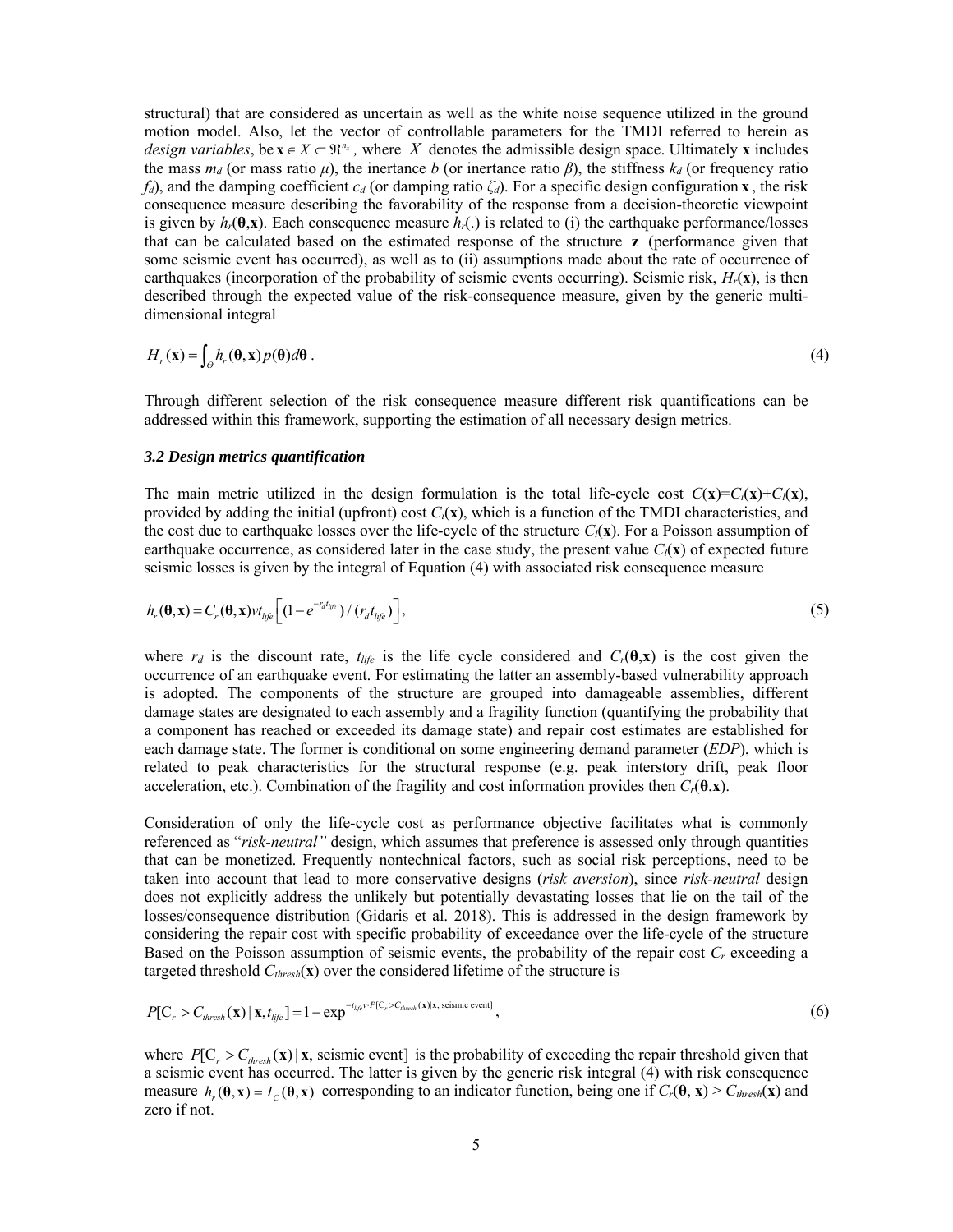structural) that are considered as uncertain as well as the white noise sequence utilized in the ground motion model. Also, let the vector of controllable parameters for the TMDI referred to herein as *design variables*, be $\mathbf{x} \in X \subset \Re^{n_x}$, where $X$ denotes the admissible design space. Ultimately $\mathbf{x}$ includes the mass $m_d$ (or mass ratio $\mu$), the inertance $b$ (or inertance ratio $\beta$), the stiffness $k_d$ (or frequency ratio $f_d$), and the damping coefficient $c_d$ (or damping ratio $\zeta_d$). For a specific design configuration $\mathbf{x}$, the risk consequence measure describing the favorability of the response from a decision-theoretic viewpoint is given by $h_r(\boldsymbol{\theta},\mathbf{x})$. Each consequence measure $h_r(.)$ is related to (i) the earthquake performance/losses that can be calculated based on the estimated response of the structure $\mathbf{z}$ (performance given that some seismic event has occurred), as well as to (ii) assumptions made about the rate of occurrence of earthquakes (incorporation of the probability of seismic events occurring). Seismic risk, $H_r(\mathbf{x})$, is then described through the expected value of the risk-consequence measure, given by the generic multi-dimensional integral

$$H_r(\mathbf{x}) = \int_{\Theta} h_r(\boldsymbol{\theta},\mathbf{x}) p(\boldsymbol{\theta}) d\boldsymbol{\theta} . \tag{4}$$

Through different selection of the risk consequence measure different risk quantifications can be addressed within this framework, supporting the estimation of all necessary design metrics.

### *3.2 Design metrics quantification*

The main metric utilized in the design formulation is the total life-cycle cost $C(\mathbf{x})=C_i(\mathbf{x})+C_l(\mathbf{x})$, provided by adding the initial (upfront) cost $C_i(\mathbf{x})$, which is a function of the TMDI characteristics, and the cost due to earthquake losses over the life-cycle of the structure $C_l(\mathbf{x})$. For a Poisson assumption of earthquake occurrence, as considered later in the case study, the present value $C_l(\mathbf{x})$ of expected future seismic losses is given by the integral of Equation (4) with associated risk consequence measure

$$h_r(\boldsymbol{\theta},\mathbf{x}) = C_r(\boldsymbol{\theta},\mathbf{x}) v t_{life} \left[ (1-e^{-r_d t_{life}}) / (r_d t_{life}) \right], \tag{5}$$

where $r_d$ is the discount rate, $t_{life}$ is the life cycle considered and $C_r(\boldsymbol{\theta},\mathbf{x})$ is the cost given the occurrence of an earthquake event. For estimating the latter an assembly-based vulnerability approach is adopted. The components of the structure are grouped into damageable assemblies, different damage states are designated to each assembly and a fragility function (quantifying the probability that a component has reached or exceeded its damage state) and repair cost estimates are established for each damage state. The former is conditional on some engineering demand parameter (*EDP*), which is related to peak characteristics for the structural response (e.g. peak interstory drift, peak floor acceleration, etc.). Combination of the fragility and cost information provides then $C_r(\boldsymbol{\theta},\mathbf{x})$.

Consideration of only the life-cycle cost as performance objective facilitates what is commonly referenced as "*risk-neutral"* design, which assumes that preference is assessed only through quantities that can be monetized. Frequently nontechnical factors, such as social risk perceptions, need to be taken into account that lead to more conservative designs (*risk aversion*), since *risk-neutral* design does not explicitly address the unlikely but potentially devastating losses that lie on the tail of the losses/consequence distribution (Gidaris et al. 2018). This is addressed in the design framework by considering the repair cost with specific probability of exceedance over the life-cycle of the structure Based on the Poisson assumption of seismic events, the probability of the repair cost $C_r$ exceeding a targeted threshold $C_{thresh}(\mathbf{x})$ over the considered lifetime of the structure is

$$P[\mathrm{C}_r > C_{thresh}(\mathbf{x}) \mid \mathbf{x}, t_{life}] = 1 - \exp^{-t_{life} v \cdot P[\mathrm{C}_r > C_{thresh}(\mathbf{x}) \mid \mathbf{x}, \text{ seismic event}]}, \tag{6}$$

where $P[\mathrm{C}_r > C_{thresh}(\mathbf{x}) \mid \mathbf{x}, \text{seismic event}]$ is the probability of exceeding the repair threshold given that a seismic event has occurred. The latter is given by the generic risk integral (4) with risk consequence measure $h_r(\boldsymbol{\theta},\mathbf{x}) = I_C(\boldsymbol{\theta},\mathbf{x})$ corresponding to an indicator function, being one if $C_r(\boldsymbol{\theta}, \mathbf{x}) > C_{thresh}(\mathbf{x})$ and zero if not.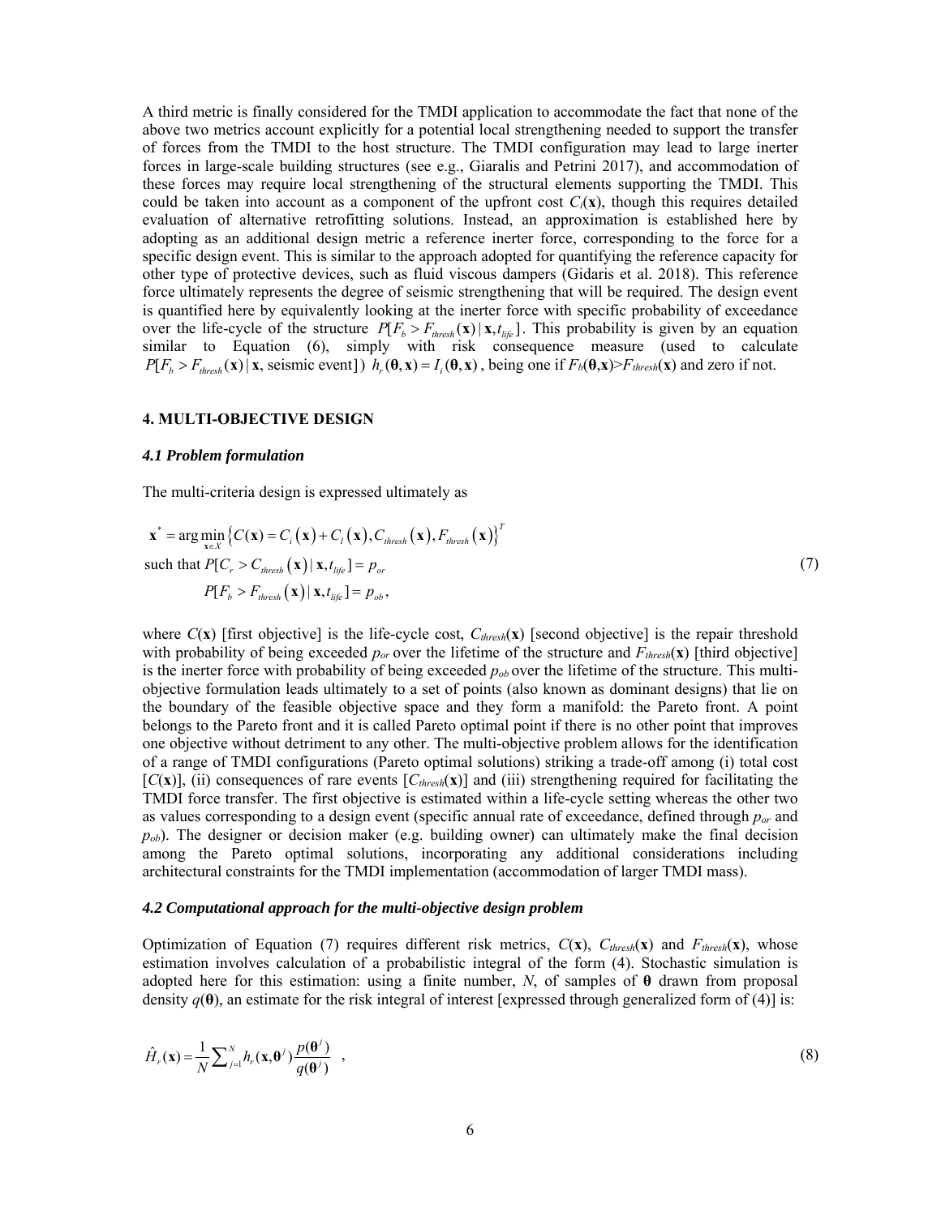A third metric is finally considered for the TMDI application to accommodate the fact that none of the above two metrics account explicitly for a potential local strengthening needed to support the transfer of forces from the TMDI to the host structure. The TMDI configuration may lead to large inerter forces in large-scale building structures (see e.g., Giaralis and Petrini 2017), and accommodation of these forces may require local strengthening of the structural elements supporting the TMDI. This could be taken into account as a component of the upfront cost $C_i(\mathbf{x})$, though this requires detailed evaluation of alternative retrofitting solutions. Instead, an approximation is established here by adopting as an additional design metric a reference inerter force, corresponding to the force for a specific design event. This is similar to the approach adopted for quantifying the reference capacity for other type of protective devices, such as fluid viscous dampers (Gidaris et al. 2018). This reference force ultimately represents the degree of seismic strengthening that will be required. The design event is quantified here by equivalently looking at the inerter force with specific probability of exceedance over the life-cycle of the structure $P[F_b > F_{thresh}(\mathbf{x}) \,|\, \mathbf{x}, t_{life}]$. This probability is given by an equation similar to Equation (6), simply with risk consequence measure (used to calculate $P[F_b > F_{thresh}(\mathbf{x}) \,|\, \mathbf{x}, \text{seismic event}]$) $h_r(\boldsymbol{\theta},\mathbf{x}) = I_i(\boldsymbol{\theta},\mathbf{x})$, being one if $F_b(\boldsymbol{\theta},\mathbf{x}) > F_{thresh}(\mathbf{x})$ and zero if not.

## 4. MULTI-OBJECTIVE DESIGN

### *4.1 Problem formulation*

The multi-criteria design is expressed ultimately as

$$
\begin{aligned}
&\mathbf{x}^* = \arg\min_{\mathbf{x}\in X} \left\{ C(\mathbf{x}) = C_i(\mathbf{x}) + C_l(\mathbf{x}), C_{thresh}(\mathbf{x}), F_{thresh}(\mathbf{x}) \right\}^T \\
&\text{such that } P[C_r > C_{thresh}(\mathbf{x}) \,|\, \mathbf{x}, t_{life}] = p_{or} \\
&\qquad\quad P[F_b > F_{thresh}(\mathbf{x}) \,|\, \mathbf{x}, t_{life}] = p_{ob},
\end{aligned}
\tag{7}
$$

where $C(\mathbf{x})$ [first objective] is the life-cycle cost, $C_{thresh}(\mathbf{x})$ [second objective] is the repair threshold with probability of being exceeded $p_{or}$ over the lifetime of the structure and $F_{thresh}(\mathbf{x})$ [third objective] is the inerter force with probability of being exceeded $p_{ob}$ over the lifetime of the structure. This multi-objective formulation leads ultimately to a set of points (also known as dominant designs) that lie on the boundary of the feasible objective space and they form a manifold: the Pareto front. A point belongs to the Pareto front and it is called Pareto optimal point if there is no other point that improves one objective without detriment to any other. The multi-objective problem allows for the identification of a range of TMDI configurations (Pareto optimal solutions) striking a trade-off among (i) total cost [$C(\mathbf{x})$], (ii) consequences of rare events [$C_{thresh}(\mathbf{x})$] and (iii) strengthening required for facilitating the TMDI force transfer. The first objective is estimated within a life-cycle setting whereas the other two as values corresponding to a design event (specific annual rate of exceedance, defined through $p_{or}$ and $p_{ob}$). The designer or decision maker (e.g. building owner) can ultimately make the final decision among the Pareto optimal solutions, incorporating any additional considerations including architectural constraints for the TMDI implementation (accommodation of larger TMDI mass).

### *4.2 Computational approach for the multi-objective design problem*

Optimization of Equation (7) requires different risk metrics, $C(\mathbf{x})$, $C_{thresh}(\mathbf{x})$ and $F_{thresh}(\mathbf{x})$, whose estimation involves calculation of a probabilistic integral of the form (4). Stochastic simulation is adopted here for this estimation: using a finite number, $N$, of samples of $\boldsymbol{\theta}$ drawn from proposal density $q(\boldsymbol{\theta})$, an estimate for the risk integral of interest [expressed through generalized form of (4)] is:

$$
\hat{H}_r(\mathbf{x}) = \frac{1}{N}\sum_{j=1}^{N} h_r(\mathbf{x},\boldsymbol{\theta}^j)\frac{p(\boldsymbol{\theta}^j)}{q(\boldsymbol{\theta}^j)} \quad , \tag{8}
$$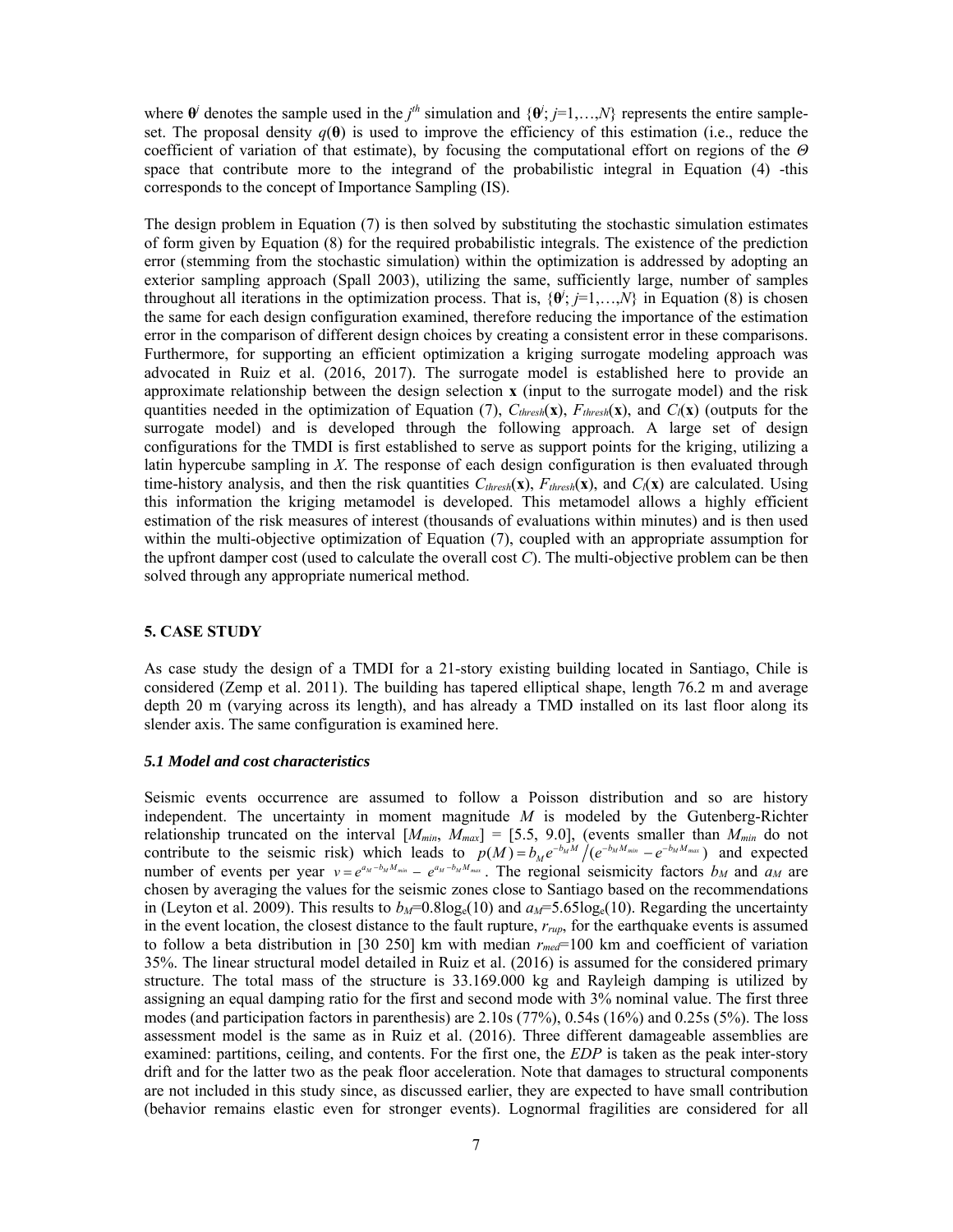where $\boldsymbol{\theta}^j$ denotes the sample used in the $j^{th}$ simulation and $\{\boldsymbol{\theta}^j; j=1,\ldots,N\}$ represents the entire sample-set. The proposal density $q(\boldsymbol{\theta})$ is used to improve the efficiency of this estimation (i.e., reduce the coefficient of variation of that estimate), by focusing the computational effort on regions of the $\Theta$ space that contribute more to the integrand of the probabilistic integral in Equation (4) -this corresponds to the concept of Importance Sampling (IS).

The design problem in Equation (7) is then solved by substituting the stochastic simulation estimates of form given by Equation (8) for the required probabilistic integrals. The existence of the prediction error (stemming from the stochastic simulation) within the optimization is addressed by adopting an exterior sampling approach (Spall 2003), utilizing the same, sufficiently large, number of samples throughout all iterations in the optimization process. That is, $\{\boldsymbol{\theta}^j; j=1,\ldots,N\}$ in Equation (8) is chosen the same for each design configuration examined, therefore reducing the importance of the estimation error in the comparison of different design choices by creating a consistent error in these comparisons. Furthermore, for supporting an efficient optimization a kriging surrogate modeling approach was advocated in Ruiz et al. (2016, 2017). The surrogate model is established here to provide an approximate relationship between the design selection $\mathbf{x}$ (input to the surrogate model) and the risk quantities needed in the optimization of Equation (7), $C_{thresh}(\mathbf{x})$, $F_{thresh}(\mathbf{x})$, and $C_l(\mathbf{x})$ (outputs for the surrogate model) and is developed through the following approach. A large set of design configurations for the TMDI is first established to serve as support points for the kriging, utilizing a latin hypercube sampling in $X$. The response of each design configuration is then evaluated through time-history analysis, and then the risk quantities $C_{thresh}(\mathbf{x})$, $F_{thresh}(\mathbf{x})$, and $C_l(\mathbf{x})$ are calculated. Using this information the kriging metamodel is developed. This metamodel allows a highly efficient estimation of the risk measures of interest (thousands of evaluations within minutes) and is then used within the multi-objective optimization of Equation (7), coupled with an appropriate assumption for the upfront damper cost (used to calculate the overall cost $C$). The multi-objective problem can be then solved through any appropriate numerical method.

## 5. CASE STUDY

As case study the design of a TMDI for a 21-story existing building located in Santiago, Chile is considered (Zemp et al. 2011). The building has tapered elliptical shape, length 76.2 m and average depth 20 m (varying across its length), and has already a TMD installed on its last floor along its slender axis. The same configuration is examined here.

### *5.1 Model and cost characteristics*

Seismic events occurrence are assumed to follow a Poisson distribution and so are history independent. The uncertainty in moment magnitude $M$ is modeled by the Gutenberg-Richter relationship truncated on the interval $[M_{min}, M_{max}]$ = [5.5, 9.0], (events smaller than $M_{min}$ do not contribute to the seismic risk) which leads to $p(M) = b_M e^{-b_M M} \big/ (e^{-b_M M_{min}} - e^{-b_M M_{max}})$ and expected number of events per year $v = e^{a_M - b_M M_{min}} - e^{a_M - b_M M_{max}}$. The regional seismicity factors $b_M$ and $a_M$ are chosen by averaging the values for the seismic zones close to Santiago based on the recommendations in (Leyton et al. 2009). This results to $b_M$=0.8log$_e$(10) and $a_M$=5.65log$_e$(10). Regarding the uncertainty in the event location, the closest distance to the fault rupture, $r_{rup}$, for the earthquake events is assumed to follow a beta distribution in [30 250] km with median $r_{med}$=100 km and coefficient of variation 35%. The linear structural model detailed in Ruiz et al. (2016) is assumed for the considered primary structure. The total mass of the structure is 33.169.000 kg and Rayleigh damping is utilized by assigning an equal damping ratio for the first and second mode with 3% nominal value. The first three modes (and participation factors in parenthesis) are 2.10s (77%), 0.54s (16%) and 0.25s (5%). The loss assessment model is the same as in Ruiz et al. (2016). Three different damageable assemblies are examined: partitions, ceiling, and contents. For the first one, the *EDP* is taken as the peak inter-story drift and for the latter two as the peak floor acceleration. Note that damages to structural components are not included in this study since, as discussed earlier, they are expected to have small contribution (behavior remains elastic even for stronger events). Lognormal fragilities are considered for all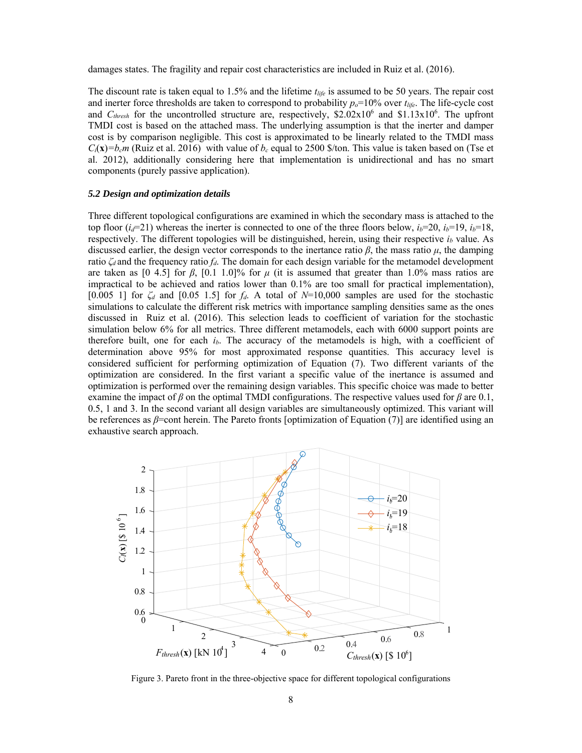damages states. The fragility and repair cost characteristics are included in Ruiz et al. (2016).

The discount rate is taken equal to 1.5% and the lifetime $t_{life}$ is assumed to be 50 years. The repair cost and inerter force thresholds are taken to correspond to probability $p_o$=10% over $t_{life}$. The life-cycle cost and $C_{thresh}$ for the uncontrolled structure are, respectively, \$2.02x10$^6$ and \$1.13x10$^6$. The upfront TMDI cost is based on the attached mass. The underlying assumption is that the inerter and damper cost is by comparison negligible. This cost is approximated to be linearly related to the TMDI mass $C_i(\mathbf{x})=b_c m$ (Ruiz et al. 2016) with value of $b_c$ equal to 2500 \$/ton. This value is taken based on (Tse et al. 2012), additionally considering here that implementation is unidirectional and has no smart components (purely passive application).

### *5.2 Design and optimization details*

Three different topological configurations are examined in which the secondary mass is attached to the top floor ($i_d$=21) whereas the inerter is connected to one of the three floors below, $i_b$=20, $i_b$=19, $i_b$=18, respectively. The different topologies will be distinguished, herein, using their respective $i_b$ value. As discussed earlier, the design vector corresponds to the inertance ratio $\beta$, the mass ratio $\mu$, the damping ratio $\zeta_d$ and the frequency ratio $f_d$. The domain for each design variable for the metamodel development are taken as [0 4.5] for $\beta$, [0.1 1.0]% for $\mu$ (it is assumed that greater than 1.0% mass ratios are impractical to be achieved and ratios lower than 0.1% are too small for practical implementation), [0.005 1] for $\zeta_d$ and [0.05 1.5] for $f_d$. A total of $N$=10,000 samples are used for the stochastic simulations to calculate the different risk metrics with importance sampling densities same as the ones discussed in Ruiz et al. (2016). This selection leads to coefficient of variation for the stochastic simulation below 6% for all metrics. Three different metamodels, each with 6000 support points are therefore built, one for each $i_b$. The accuracy of the metamodels is high, with a coefficient of determination above 95% for most response quantities. This accuracy level is considered sufficient for performing optimization of Equation (7). Two different variants of the optimization are considered. In the first variant a specific value of the inertance is assumed and optimization is performed over the remaining design variables. This specific choice was made to better examine the impact of $\beta$ on the optimal TMDI configurations. The respective values used for $\beta$ are 0.1, 0.5, 1 and 3. In the second variant all design variables are simultaneously optimized. This variant will be references as $\beta$=cont herein. The Pareto fronts [optimization of Equation (7)] are identified using an exhaustive search approach.

Figure 3. Pareto front in the three-objective space for different topological configurations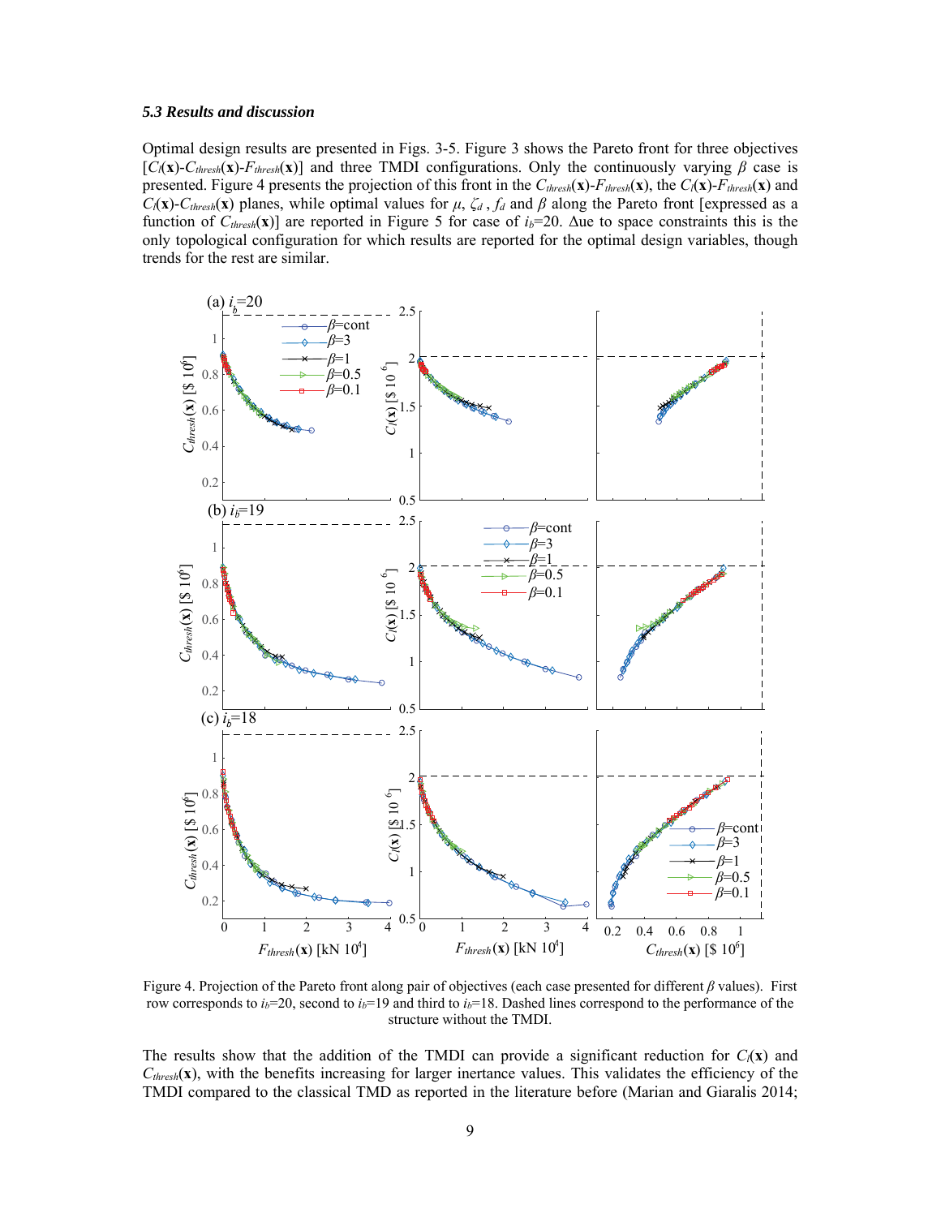### *5.3 Results and discussion*

Optimal design results are presented in Figs. 3-5. Figure 3 shows the Pareto front for three objectives [$C_l(\mathbf{x})$-$C_{thresh}(\mathbf{x})$-$F_{thresh}(\mathbf{x})$] and three TMDI configurations. Only the continuously varying $\beta$ case is presented. Figure 4 presents the projection of this front in the $C_{thresh}(\mathbf{x})$-$F_{thresh}(\mathbf{x})$, the $C_l(\mathbf{x})$-$F_{thresh}(\mathbf{x})$ and $C_l(\mathbf{x})$-$C_{thresh}(\mathbf{x})$ planes, while optimal values for $\mu$, $\zeta_d$ , $f_d$ and $\beta$ along the Pareto front [expressed as a function of $C_{thresh}(\mathbf{x})$] are reported in Figure 5 for case of $i_b$=20. Δue to space constraints this is the only topological configuration for which results are reported for the optimal design variables, though trends for the rest are similar.

Figure 4. Projection of the Pareto front along pair of objectives (each case presented for different $\beta$ values). First row corresponds to $i_b$=20, second to $i_b$=19 and third to $i_b$=18. Dashed lines correspond to the performance of the structure without the TMDI.

The results show that the addition of the TMDI can provide a significant reduction for $C_l(\mathbf{x})$ and $C_{thresh}(\mathbf{x})$, with the benefits increasing for larger inertance values. This validates the efficiency of the TMDI compared to the classical TMD as reported in the literature before (Marian and Giaralis 2014;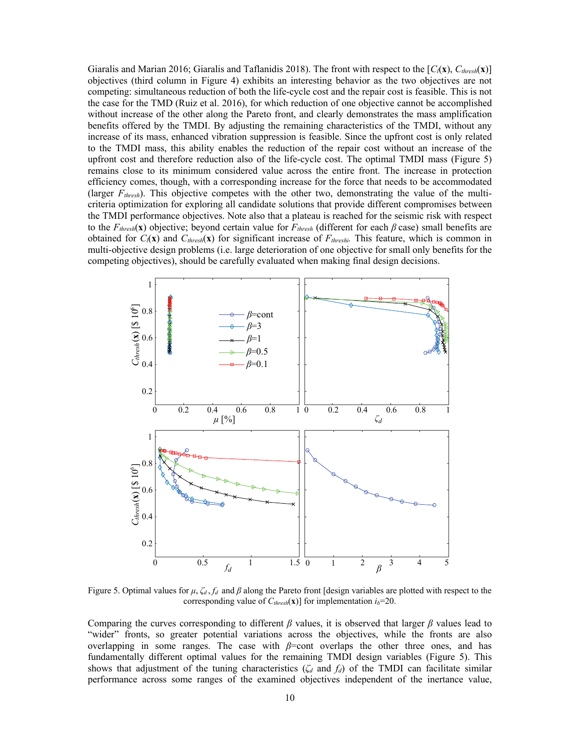Giaralis and Marian 2016; Giaralis and Taflanidis 2018). The front with respect to the [$C_l(\mathbf{x})$, $C_{thresh}(\mathbf{x})$] objectives (third column in Figure 4) exhibits an interesting behavior as the two objectives are not competing: simultaneous reduction of both the life-cycle cost and the repair cost is feasible. This is not the case for the TMD (Ruiz et al. 2016), for which reduction of one objective cannot be accomplished without increase of the other along the Pareto front, and clearly demonstrates the mass amplification benefits offered by the TMDI. By adjusting the remaining characteristics of the TMDI, without any increase of its mass, enhanced vibration suppression is feasible. Since the upfront cost is only related to the TMDI mass, this ability enables the reduction of the repair cost without an increase of the upfront cost and therefore reduction also of the life-cycle cost. The optimal TMDI mass (Figure 5) remains close to its minimum considered value across the entire front. The increase in protection efficiency comes, though, with a corresponding increase for the force that needs to be accommodated (larger $F_{thresh}$). This objective competes with the other two, demonstrating the value of the multi-criteria optimization for exploring all candidate solutions that provide different compromises between the TMDI performance objectives. Note also that a plateau is reached for the seismic risk with respect to the $F_{thresh}(\mathbf{x})$ objective; beyond certain value for $F_{thresh}$ (different for each $\beta$ case) small benefits are obtained for $C_l(\mathbf{x})$ and $C_{thresh}(\mathbf{x})$ for significant increase of $F_{threshi}$. This feature, which is common in multi-objective design problems (i.e. large deterioration of one objective for small only benefits for the competing objectives), should be carefully evaluated when making final design decisions.

Figure 5. Optimal values for $\mu$, $\zeta_d$, $f_d$ and $\beta$ along the Pareto front [design variables are plotted with respect to the corresponding value of $C_{thresh}(\mathbf{x})$] for implementation $i_b$=20.

Comparing the curves corresponding to different $\beta$ values, it is observed that larger $\beta$ values lead to "wider" fronts, so greater potential variations across the objectives, while the fronts are also overlapping in some ranges. The case with $\beta$=cont overlaps the other three ones, and has fundamentally different optimal values for the remaining TMDI design variables (Figure 5). This shows that adjustment of the tuning characteristics ($\zeta_d$ and $f_d$) of the TMDI can facilitate similar performance across some ranges of the examined objectives independent of the inertance value,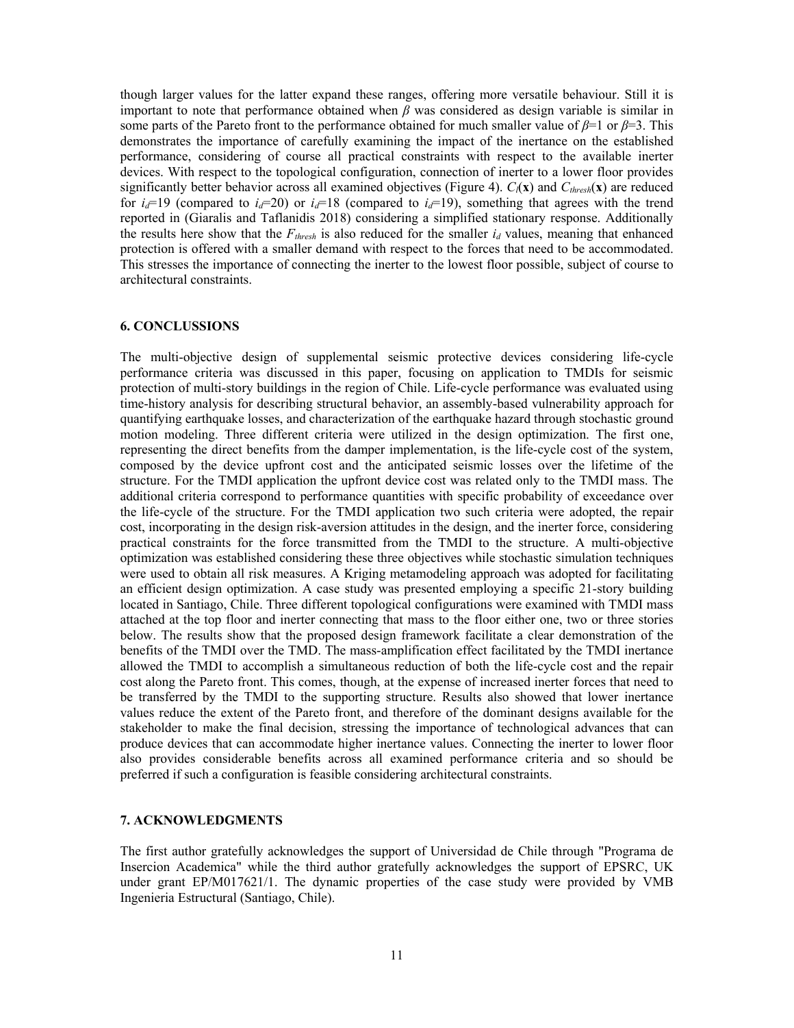though larger values for the latter expand these ranges, offering more versatile behaviour. Still it is important to note that performance obtained when $\beta$ was considered as design variable is similar in some parts of the Pareto front to the performance obtained for much smaller value of $\beta$=1 or $\beta$=3. This demonstrates the importance of carefully examining the impact of the inertance on the established performance, considering of course all practical constraints with respect to the available inerter devices. With respect to the topological configuration, connection of inerter to a lower floor provides significantly better behavior across all examined objectives (Figure 4). $C_l(\mathbf{x})$ and $C_{thresh}(\mathbf{x})$ are reduced for $i_d$=19 (compared to $i_d$=20) or $i_d$=18 (compared to $i_d$=19), something that agrees with the trend reported in (Giaralis and Taflanidis 2018) considering a simplified stationary response. Additionally the results here show that the $F_{thresh}$ is also reduced for the smaller $i_d$ values, meaning that enhanced protection is offered with a smaller demand with respect to the forces that need to be accommodated. This stresses the importance of connecting the inerter to the lowest floor possible, subject of course to architectural constraints.

## 6. CONCLUSSIONS

The multi-objective design of supplemental seismic protective devices considering life-cycle performance criteria was discussed in this paper, focusing on application to TMDIs for seismic protection of multi-story buildings in the region of Chile. Life-cycle performance was evaluated using time-history analysis for describing structural behavior, an assembly-based vulnerability approach for quantifying earthquake losses, and characterization of the earthquake hazard through stochastic ground motion modeling. Three different criteria were utilized in the design optimization. The first one, representing the direct benefits from the damper implementation, is the life-cycle cost of the system, composed by the device upfront cost and the anticipated seismic losses over the lifetime of the structure. For the TMDI application the upfront device cost was related only to the TMDI mass. The additional criteria correspond to performance quantities with specific probability of exceedance over the life-cycle of the structure. For the TMDI application two such criteria were adopted, the repair cost, incorporating in the design risk-aversion attitudes in the design, and the inerter force, considering practical constraints for the force transmitted from the TMDI to the structure. A multi-objective optimization was established considering these three objectives while stochastic simulation techniques were used to obtain all risk measures. A Kriging metamodeling approach was adopted for facilitating an efficient design optimization. A case study was presented employing a specific 21-story building located in Santiago, Chile. Three different topological configurations were examined with TMDI mass attached at the top floor and inerter connecting that mass to the floor either one, two or three stories below. The results show that the proposed design framework facilitate a clear demonstration of the benefits of the TMDI over the TMD. The mass-amplification effect facilitated by the TMDI inertance allowed the TMDI to accomplish a simultaneous reduction of both the life-cycle cost and the repair cost along the Pareto front. This comes, though, at the expense of increased inerter forces that need to be transferred by the TMDI to the supporting structure. Results also showed that lower inertance values reduce the extent of the Pareto front, and therefore of the dominant designs available for the stakeholder to make the final decision, stressing the importance of technological advances that can produce devices that can accommodate higher inertance values. Connecting the inerter to lower floor also provides considerable benefits across all examined performance criteria and so should be preferred if such a configuration is feasible considering architectural constraints.

## 7. ACKNOWLEDGMENTS

The first author gratefully acknowledges the support of Universidad de Chile through "Programa de Insercion Academica" while the third author gratefully acknowledges the support of EPSRC, UK under grant EP/M017621/1. The dynamic properties of the case study were provided by VMB Ingenieria Estructural (Santiago, Chile).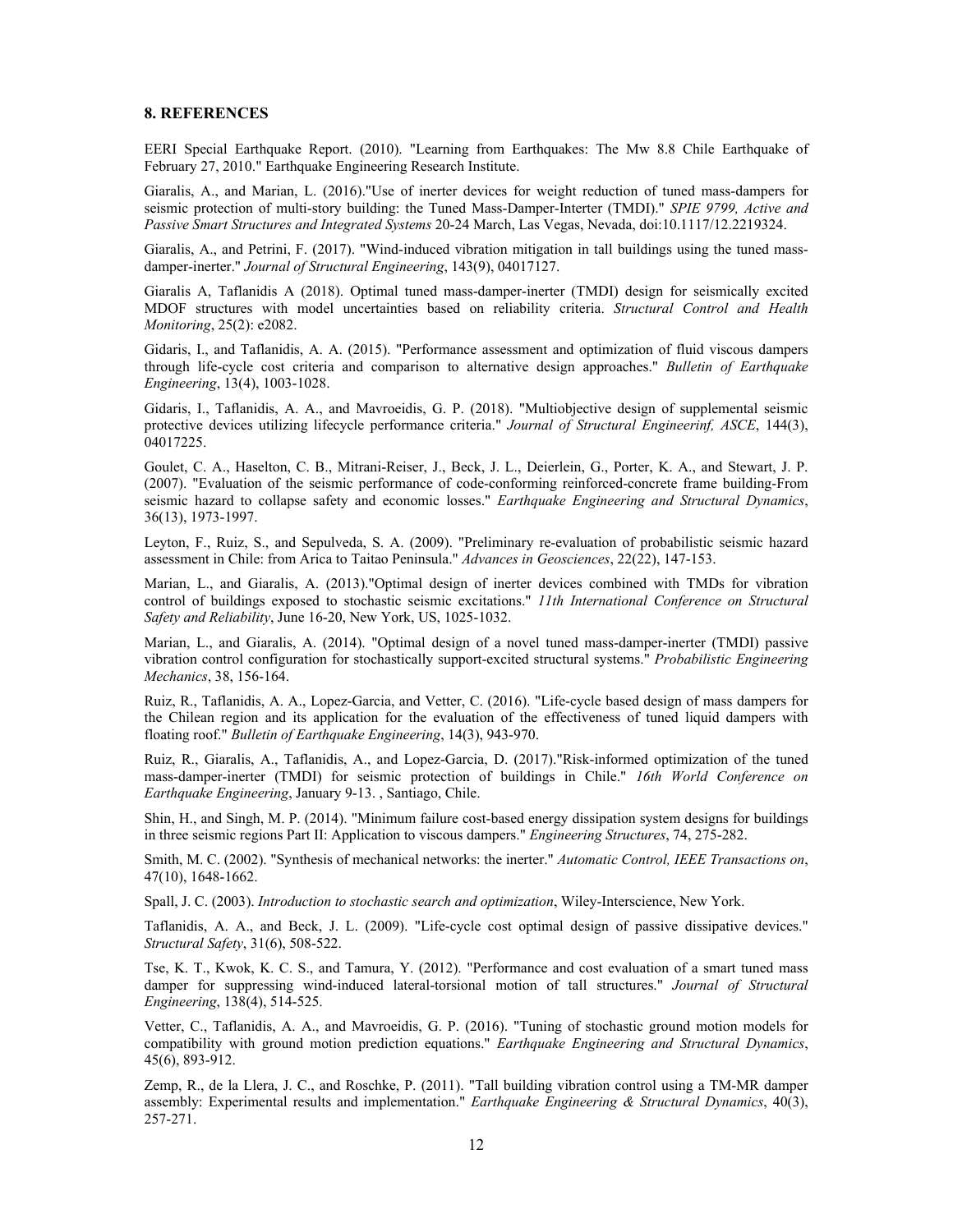### 8. REFERENCES

EERI Special Earthquake Report. (2010). "Learning from Earthquakes: The Mw 8.8 Chile Earthquake of February 27, 2010." Earthquake Engineering Research Institute.

Giaralis, A., and Marian, L. (2016)."Use of inerter devices for weight reduction of tuned mass-dampers for seismic protection of multi-story building: the Tuned Mass-Damper-Interter (TMDI)." *SPIE 9799, Active and Passive Smart Structures and Integrated Systems* 20-24 March, Las Vegas, Nevada, doi:10.1117/12.2219324.

Giaralis, A., and Petrini, F. (2017). "Wind-induced vibration mitigation in tall buildings using the tuned mass-damper-inerter." *Journal of Structural Engineering*, 143(9), 04017127.

Giaralis A, Taflanidis A (2018). Optimal tuned mass-damper-inerter (TMDI) design for seismically excited MDOF structures with model uncertainties based on reliability criteria. *Structural Control and Health Monitoring*, 25(2): e2082.

Gidaris, I., and Taflanidis, A. A. (2015). "Performance assessment and optimization of fluid viscous dampers through life-cycle cost criteria and comparison to alternative design approaches." *Bulletin of Earthquake Engineering*, 13(4), 1003-1028.

Gidaris, I., Taflanidis, A. A., and Mavroeidis, G. P. (2018). "Multiobjective design of supplemental seismic protective devices utilizing lifecycle performance criteria." *Journal of Structural Engineerinf, ASCE*, 144(3), 04017225.

Goulet, C. A., Haselton, C. B., Mitrani-Reiser, J., Beck, J. L., Deierlein, G., Porter, K. A., and Stewart, J. P. (2007). "Evaluation of the seismic performance of code-conforming reinforced-concrete frame building-From seismic hazard to collapse safety and economic losses." *Earthquake Engineering and Structural Dynamics*, 36(13), 1973-1997.

Leyton, F., Ruiz, S., and Sepulveda, S. A. (2009). "Preliminary re-evaluation of probabilistic seismic hazard assessment in Chile: from Arica to Taitao Peninsula." *Advances in Geosciences*, 22(22), 147-153.

Marian, L., and Giaralis, A. (2013)."Optimal design of inerter devices combined with TMDs for vibration control of buildings exposed to stochastic seismic excitations." *11th International Conference on Structural Safety and Reliability*, June 16-20, New York, US, 1025-1032.

Marian, L., and Giaralis, A. (2014). "Optimal design of a novel tuned mass-damper-inerter (TMDI) passive vibration control configuration for stochastically support-excited structural systems." *Probabilistic Engineering Mechanics*, 38, 156-164.

Ruiz, R., Taflanidis, A. A., Lopez-Garcia, and Vetter, C. (2016). "Life-cycle based design of mass dampers for the Chilean region and its application for the evaluation of the effectiveness of tuned liquid dampers with floating roof." *Bulletin of Earthquake Engineering*, 14(3), 943-970.

Ruiz, R., Giaralis, A., Taflanidis, A., and Lopez-Garcia, D. (2017)."Risk-informed optimization of the tuned mass-damper-inerter (TMDI) for seismic protection of buildings in Chile." *16th World Conference on Earthquake Engineering*, January 9-13. , Santiago, Chile.

Shin, H., and Singh, M. P. (2014). "Minimum failure cost-based energy dissipation system designs for buildings in three seismic regions Part II: Application to viscous dampers." *Engineering Structures*, 74, 275-282.

Smith, M. C. (2002). "Synthesis of mechanical networks: the inerter." *Automatic Control, IEEE Transactions on*, 47(10), 1648-1662.

Spall, J. C. (2003). *Introduction to stochastic search and optimization*, Wiley-Interscience, New York.

Taflanidis, A. A., and Beck, J. L. (2009). "Life-cycle cost optimal design of passive dissipative devices." *Structural Safety*, 31(6), 508-522.

Tse, K. T., Kwok, K. C. S., and Tamura, Y. (2012). "Performance and cost evaluation of a smart tuned mass damper for suppressing wind-induced lateral-torsional motion of tall structures." *Journal of Structural Engineering*, 138(4), 514-525.

Vetter, C., Taflanidis, A. A., and Mavroeidis, G. P. (2016). "Tuning of stochastic ground motion models for compatibility with ground motion prediction equations." *Earthquake Engineering and Structural Dynamics*, 45(6), 893-912.

Zemp, R., de la Llera, J. C., and Roschke, P. (2011). "Tall building vibration control using a TM-MR damper assembly: Experimental results and implementation." *Earthquake Engineering & Structural Dynamics*, 40(3), 257-271.